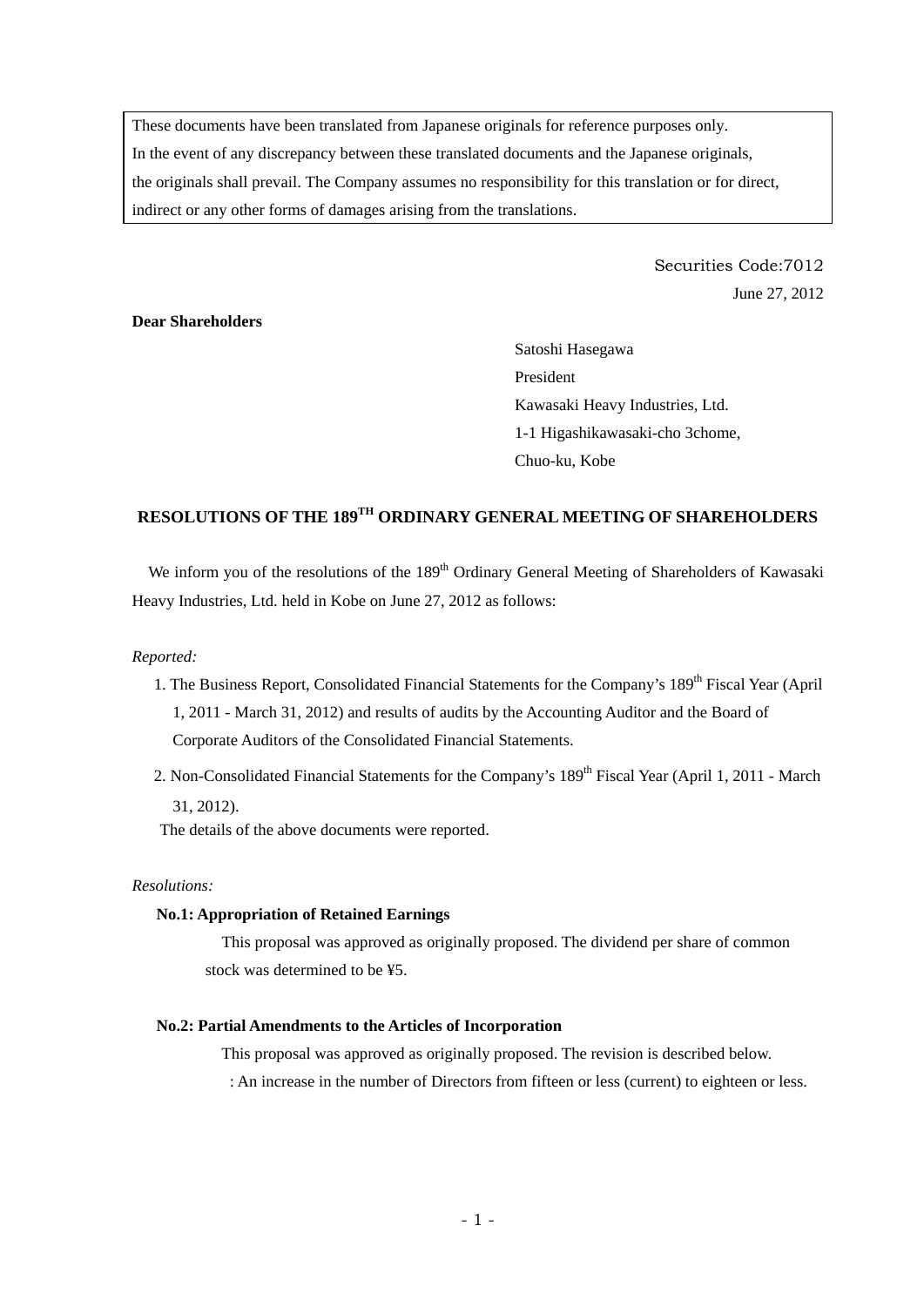These documents have been translated from Japanese originals for reference purposes only.
In the event of any discrepancy between these translated documents and the Japanese originals, the originals shall prevail. The Company assumes no responsibility for this translation or for direct, indirect or any other forms of damages arising from the translations.

Securities Code:7012
June 27, 2012

**Dear Shareholders**

Satoshi Hasegawa
President
Kawasaki Heavy Industries, Ltd.
1-1 Higashikawasaki-cho 3chome,
Chuo-ku, Kobe

# RESOLUTIONS OF THE 189TH ORDINARY GENERAL MEETING OF SHAREHOLDERS

We inform you of the resolutions of the 189th Ordinary General Meeting of Shareholders of Kawasaki Heavy Industries, Ltd. held in Kobe on June 27, 2012 as follows:

*Reported:*

1. The Business Report, Consolidated Financial Statements for the Company's 189th Fiscal Year (April 1, 2011 - March 31, 2012) and results of audits by the Accounting Auditor and the Board of Corporate Auditors of the Consolidated Financial Statements.
2. Non-Consolidated Financial Statements for the Company's 189th Fiscal Year (April 1, 2011 - March 31, 2012).

The details of the above documents were reported.

*Resolutions:*

**No.1: Appropriation of Retained Earnings**

This proposal was approved as originally proposed. The dividend per share of common stock was determined to be ¥5.

**No.2: Partial Amendments to the Articles of Incorporation**

This proposal was approved as originally proposed. The revision is described below.

: An increase in the number of Directors from fifteen or less (current) to eighteen or less.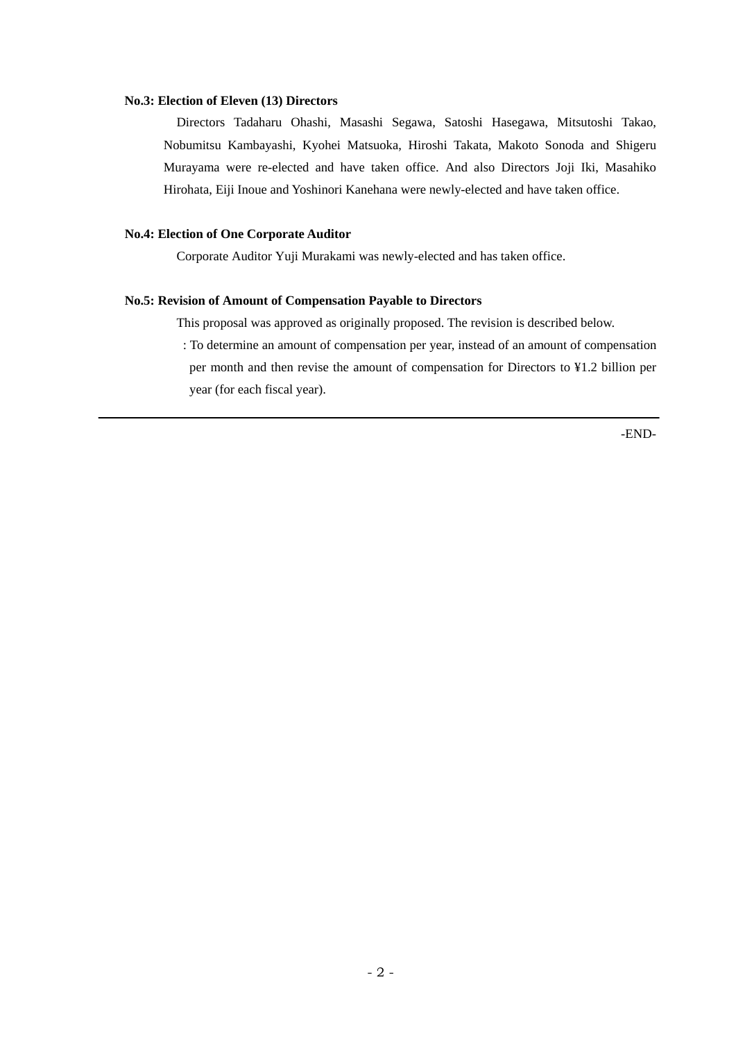**No.3: Election of Eleven (13) Directors**

Directors Tadaharu Ohashi, Masashi Segawa, Satoshi Hasegawa, Mitsutoshi Takao, Nobumitsu Kambayashi, Kyohei Matsuoka, Hiroshi Takata, Makoto Sonoda and Shigeru Murayama were re-elected and have taken office. And also Directors Joji Iki, Masahiko Hirohata, Eiji Inoue and Yoshinori Kanehana were newly-elected and have taken office.

**No.4: Election of One Corporate Auditor**

Corporate Auditor Yuji Murakami was newly-elected and has taken office.

**No.5: Revision of Amount of Compensation Payable to Directors**

This proposal was approved as originally proposed. The revision is described below.

: To determine an amount of compensation per year, instead of an amount of compensation per month and then revise the amount of compensation for Directors to ¥1.2 billion per year (for each fiscal year).

---

-END-